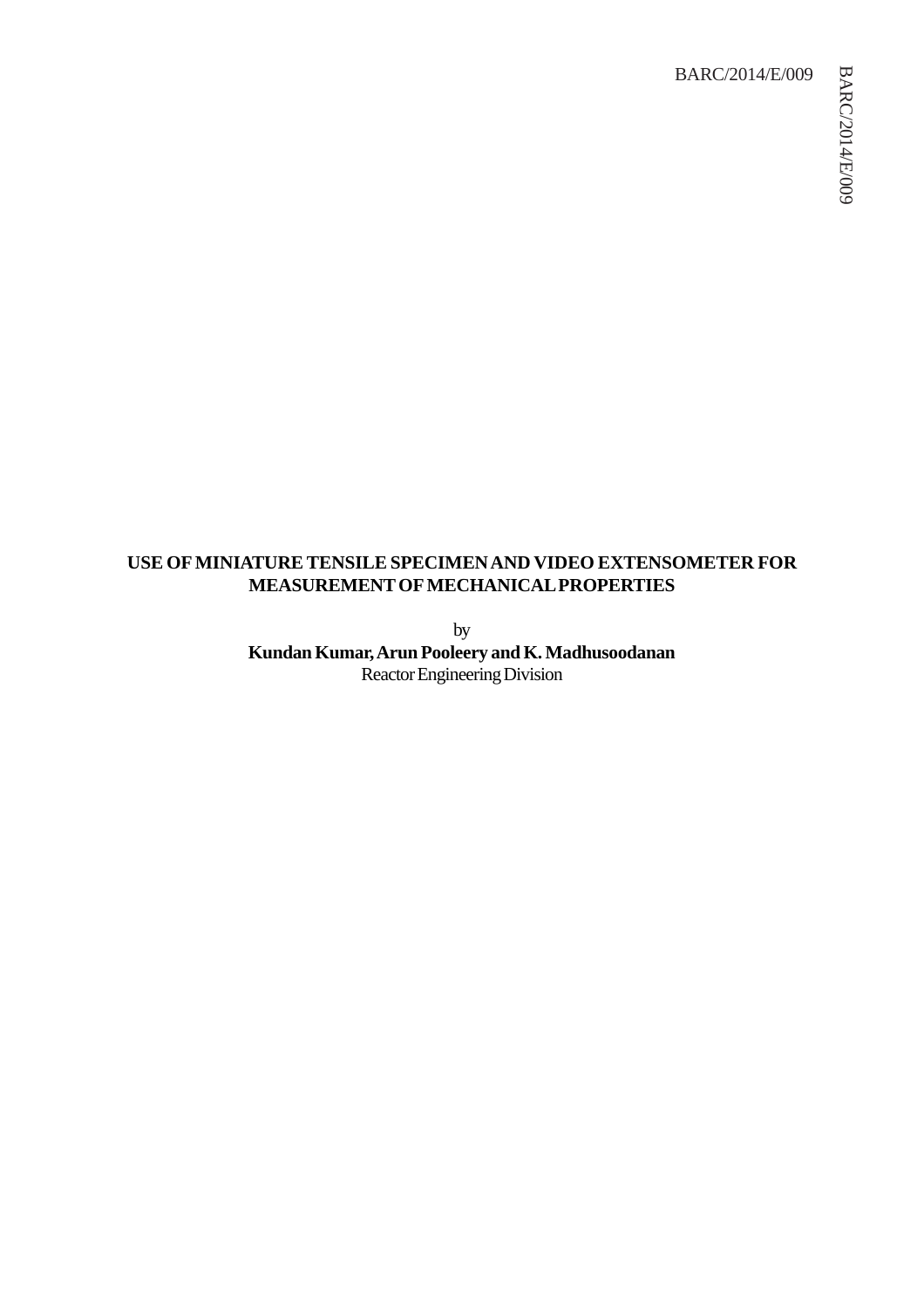BARC/2014/E/009

# USE OF MINIATURE TENSILE SPECIMEN AND VIDEO EXTENSOMETER FOR MEASUREMENT OF MECHANICAL PROPERTIES

by

**Kundan Kumar, Arun Pooleery and K. Madhusoodanan**

Reactor Engineering Division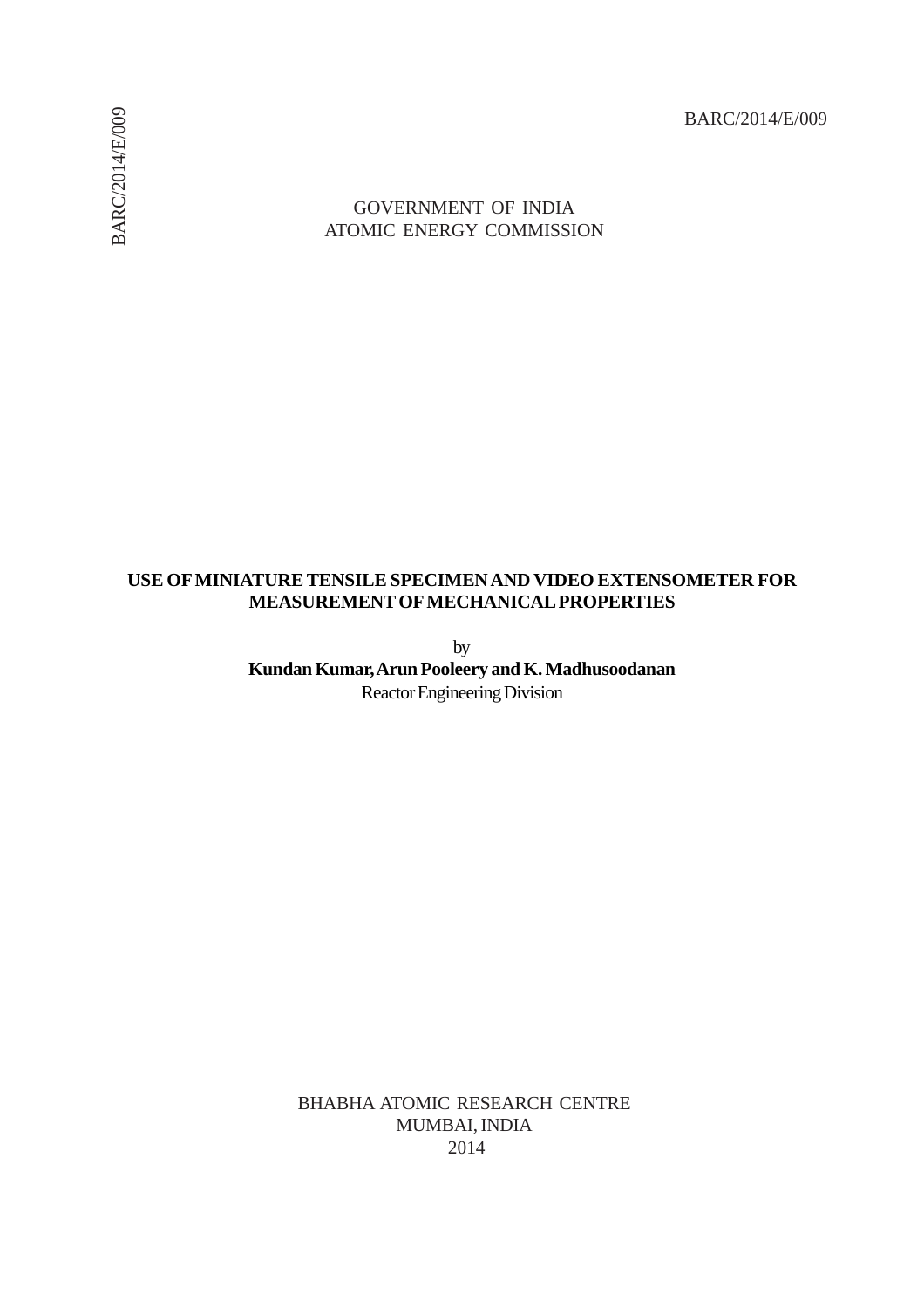BARC/2014/E/009

GOVERNMENT OF INDIA
ATOMIC ENERGY COMMISSION

# USE OF MINIATURE TENSILE SPECIMEN AND VIDEO EXTENSOMETER FOR MEASUREMENT OF MECHANICAL PROPERTIES

by

**Kundan Kumar, Arun Pooleery and K. Madhusoodanan**

Reactor Engineering Division

BHABHA ATOMIC RESEARCH CENTRE
MUMBAI, INDIA
2014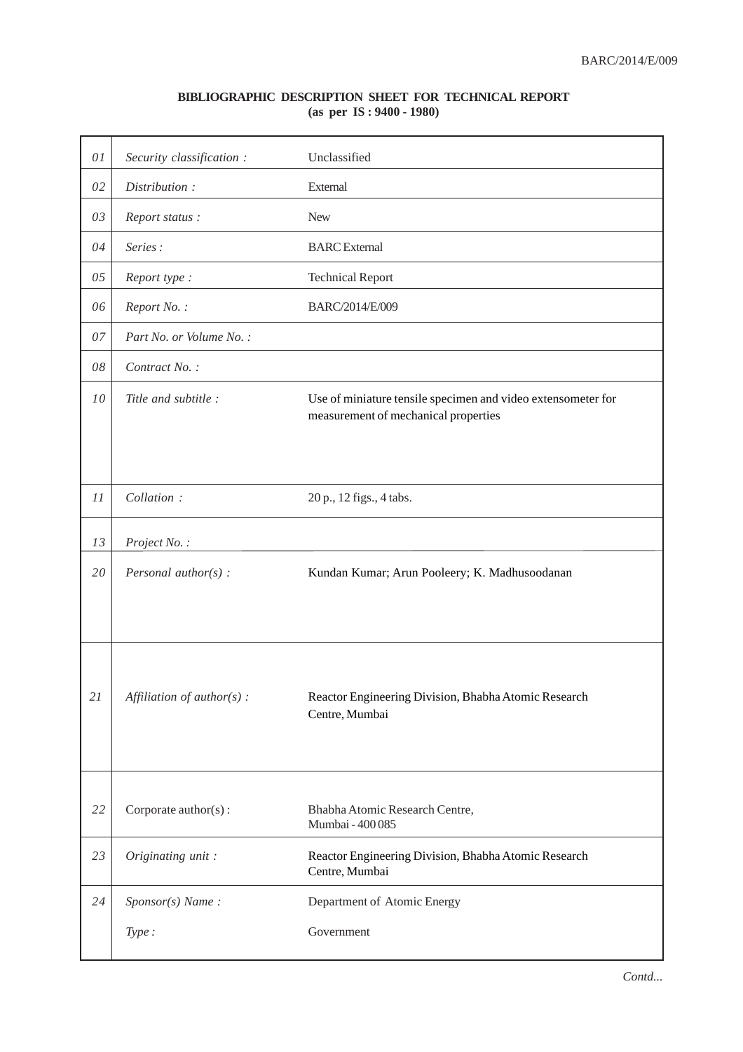## BIBLIOGRAPHIC DESCRIPTION SHEET FOR TECHNICAL REPORT
**(as per IS : 9400 - 1980)**

| | | |
|---|---|---|
| 01 | *Security classification :* | Unclassified |
| 02 | *Distribution :* | External |
| 03 | *Report status :* | New |
| 04 | *Series :* | BARC External |
| 05 | *Report type :* | Technical Report |
| 06 | *Report No. :* | BARC/2014/E/009 |
| 07 | *Part No. or Volume No. :* | |
| 08 | *Contract No. :* | |
| 10 | *Title and subtitle :* | Use of miniature tensile specimen and video extensometer for measurement of mechanical properties |
| 11 | *Collation :* | 20 p., 12 figs., 4 tabs. |
| 13 | *Project No. :* | |
| 20 | *Personal author(s) :* | Kundan Kumar; Arun Pooleery; K. Madhusoodanan |
| 21 | *Affiliation of author(s) :* | Reactor Engineering Division, Bhabha Atomic Research Centre, Mumbai |
| 22 | Corporate author(s) : | Bhabha Atomic Research Centre, Mumbai - 400 085 |
| 23 | *Originating unit :* | Reactor Engineering Division, Bhabha Atomic Research Centre, Mumbai |
| 24 | *Sponsor(s) Name :* | Department of Atomic Energy |
| | *Type :* | Government |

*Contd...*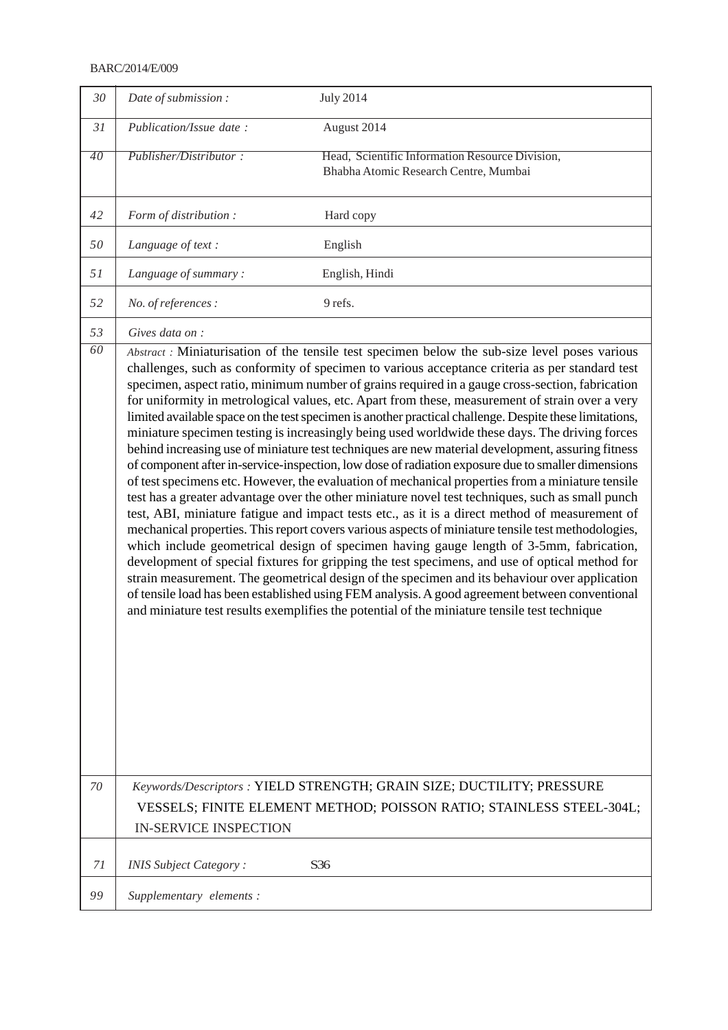BARC/2014/E/009

| | | |
|---|---|---|
| 30 | *Date of submission :* | July 2014 |
| 31 | *Publication/Issue date :* | August 2014 |
| 40 | *Publisher/Distributor :* | Head, Scientific Information Resource Division, Bhabha Atomic Research Centre, Mumbai |
| 42 | *Form of distribution :* | Hard copy |
| 50 | *Language of text :* | English |
| 51 | *Language of summary :* | English, Hindi |
| 52 | *No. of references :* | 9 refs. |
| 53 | *Gives data on :* | |
| 60 | *Abstract :* Miniaturisation of the tensile test specimen below the sub-size level poses various challenges, such as conformity of specimen to various acceptance criteria as per standard test specimen, aspect ratio, minimum number of grains required in a gauge cross-section, fabrication for uniformity in metrological values, etc. Apart from these, measurement of strain over a very limited available space on the test specimen is another practical challenge. Despite these limitations, miniature specimen testing is increasingly being used worldwide these days. The driving forces behind increasing use of miniature test techniques are new material development, assuring fitness of component after in-service-inspection, low dose of radiation exposure due to smaller dimensions of test specimens etc. However, the evaluation of mechanical properties from a miniature tensile test has a greater advantage over the other miniature novel test techniques, such as small punch test, ABI, miniature fatigue and impact tests etc., as it is a direct method of measurement of mechanical properties. This report covers various aspects of miniature tensile test methodologies, which include geometrical design of specimen having gauge length of 3-5mm, fabrication, development of special fixtures for gripping the test specimens, and use of optical method for strain measurement. The geometrical design of the specimen and its behaviour over application of tensile load has been established using FEM analysis. A good agreement between conventional and miniature test results exemplifies the potential of the miniature tensile test technique | |
| 70 | *Keywords/Descriptors :* YIELD STRENGTH; GRAIN SIZE; DUCTILITY; PRESSURE VESSELS; FINITE ELEMENT METHOD; POISSON RATIO; STAINLESS STEEL-304L; IN-SERVICE INSPECTION | |
| 71 | *INIS Subject Category :* | S36 |
| 99 | *Supplementary elements :* | |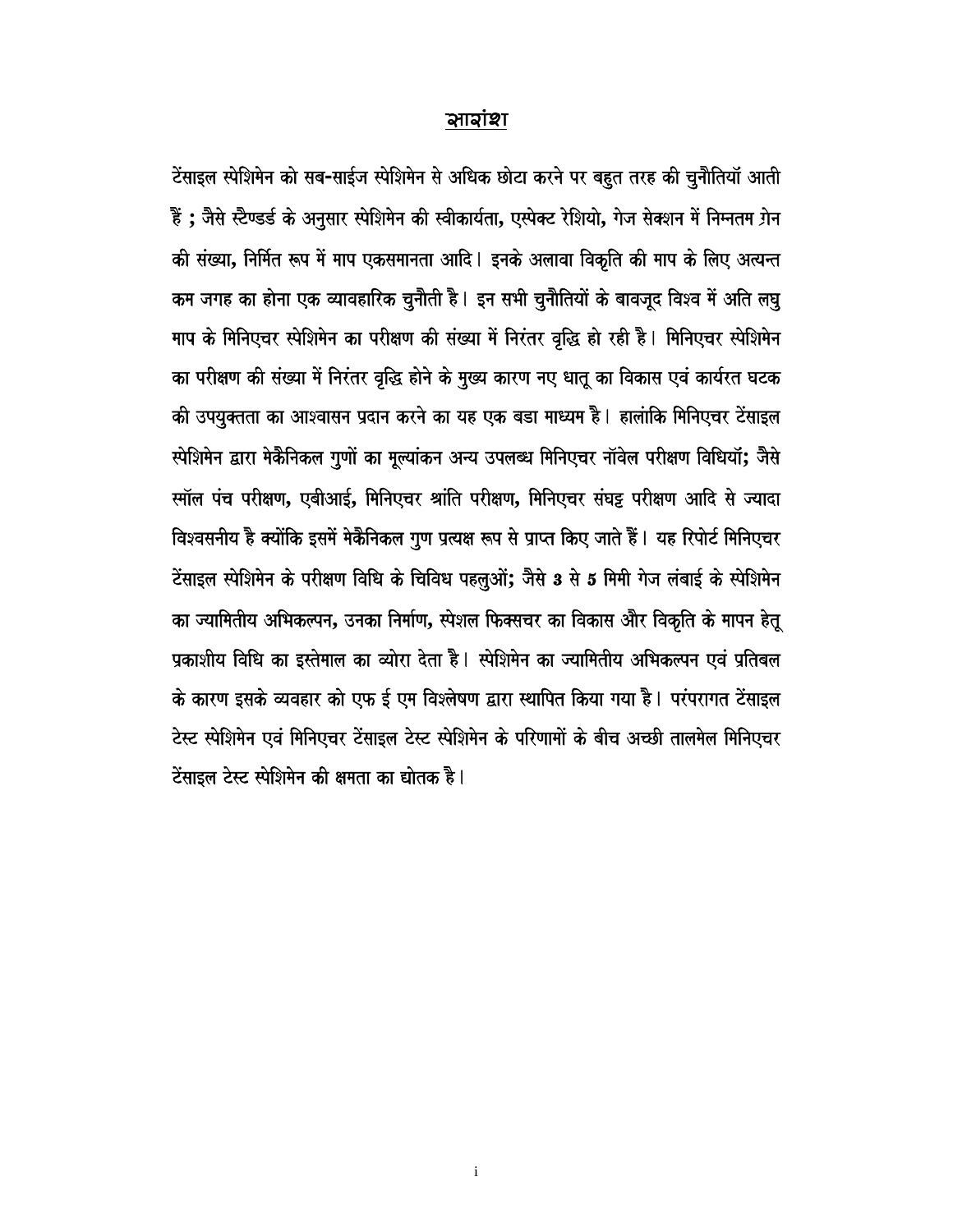## सारांश

टेंसाइल स्पेशिमेन को सब-साईज स्पेशिमेन से अधिक छोटा करने पर बहुत तरह की चुनौतियॉं आती हैं ; जैसे स्टैण्डर्ड के अनुसार स्पेशिमेन की स्वीकार्यता, एस्पेक्ट रेशियो, गेज सेक्शन में निम्नतम ग्रेन की संख्या, निर्मित रूप में माप एकसमानता आदि। इनके अलावा विकृति की माप के लिए अत्यन्त कम जगह का होना एक व्यावहारिक चुनौती है। इन सभी चुनौतियों के बावजूद विश्व में अति लघु माप के मिनिएचर स्पेशिमेन का परीक्षण की संख्या में निरंतर वृद्धि हो रही है। मिनिएचर स्पेशिमेन का परीक्षण की संख्या में निरंतर वृद्धि होने के मुख्य कारण नए धातू का विकास एवं कार्यरत घटक की उपयुक्तता का आश्वासन प्रदान करने का यह एक बडा माध्यम है। हालांकि मिनिएचर टेंसाइल स्पेशिमेन द्वारा मेकैनिकल गुणों का मूल्यांकन अन्य उपलब्ध मिनिएचर नॉवेल परीक्षण विधियॉं; जैसे स्मॉल पंच परीक्षण, एबीआई, मिनिएचर श्रांति परीक्षण, मिनिएचर संघट्ट परीक्षण आदि से ज्यादा विश्वसनीय है क्योंकि इसमें मेकैनिकल गुण प्रत्यक्ष रूप से प्राप्त किए जाते हैं। यह रिपोर्ट मिनिएचर टेंसाइल स्पेशिमेन के परीक्षण विधि के विविध पहलुओं; जैसे **3** से **5** मिमी गेज लंबाई के स्पेशिमेन का ज्यामितीय अभिकल्पन, उनका निर्माण, स्पेशल फिक्सचर का विकास और विकृति के मापन हेतू प्रकाशीय विधि का इस्तेमाल का व्योरा देता है। स्पेशिमेन का ज्यामितीय अभिकल्पन एवं प्रतिबल के कारण इसके व्यवहार को एफ ई एम विश्लेषण द्वारा स्थापित किया गया है। परंपरागत टेंसाइल टेस्ट स्पेशिमेन एवं मिनिएचर टेंसाइल टेस्ट स्पेशिमेन के परिणामों के बीच अच्छी तालमेल मिनिएचर टेंसाइल टेस्ट स्पेशिमेन की क्षमता का द्योतक है।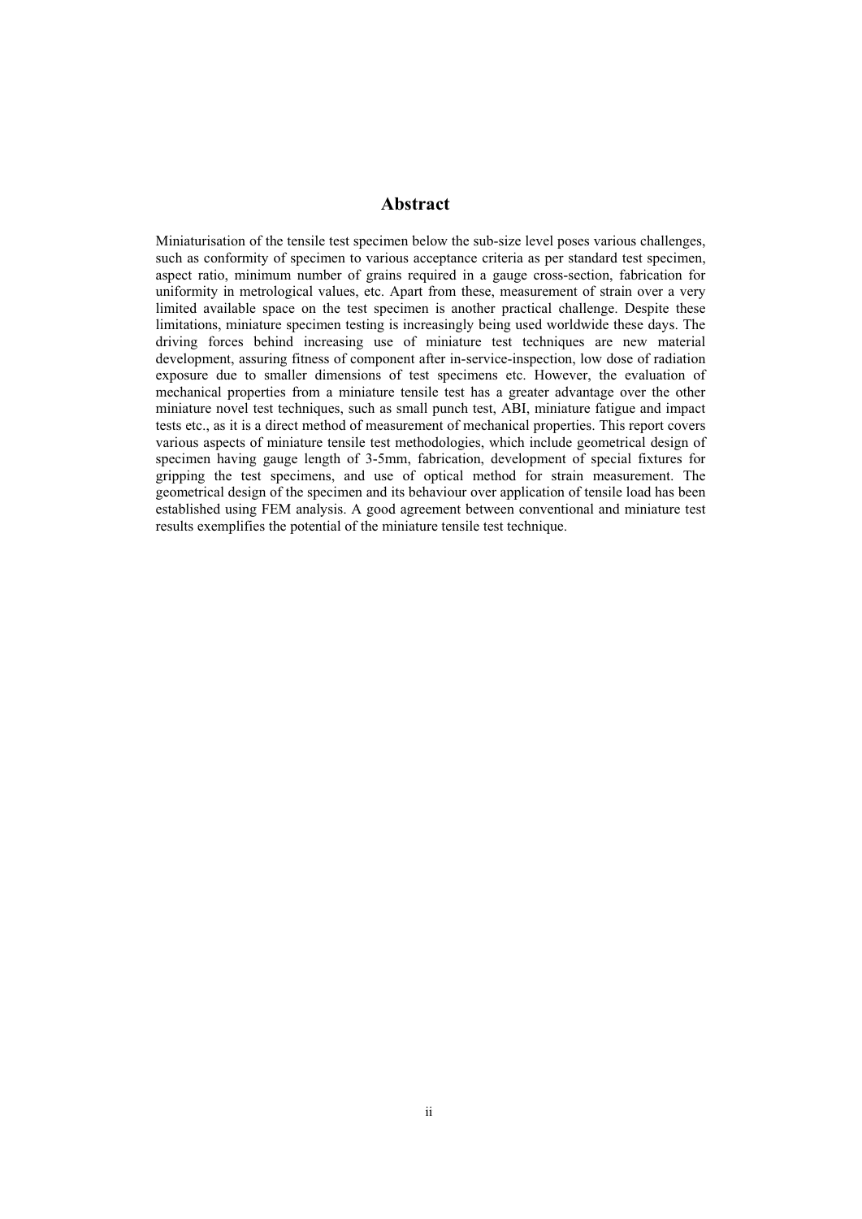# Abstract

Miniaturisation of the tensile test specimen below the sub-size level poses various challenges, such as conformity of specimen to various acceptance criteria as per standard test specimen, aspect ratio, minimum number of grains required in a gauge cross-section, fabrication for uniformity in metrological values, etc. Apart from these, measurement of strain over a very limited available space on the test specimen is another practical challenge. Despite these limitations, miniature specimen testing is increasingly being used worldwide these days. The driving forces behind increasing use of miniature test techniques are new material development, assuring fitness of component after in-service-inspection, low dose of radiation exposure due to smaller dimensions of test specimens etc. However, the evaluation of mechanical properties from a miniature tensile test has a greater advantage over the other miniature novel test techniques, such as small punch test, ABI, miniature fatigue and impact tests etc., as it is a direct method of measurement of mechanical properties. This report covers various aspects of miniature tensile test methodologies, which include geometrical design of specimen having gauge length of 3-5mm, fabrication, development of special fixtures for gripping the test specimens, and use of optical method for strain measurement. The geometrical design of the specimen and its behaviour over application of tensile load has been established using FEM analysis. A good agreement between conventional and miniature test results exemplifies the potential of the miniature tensile test technique.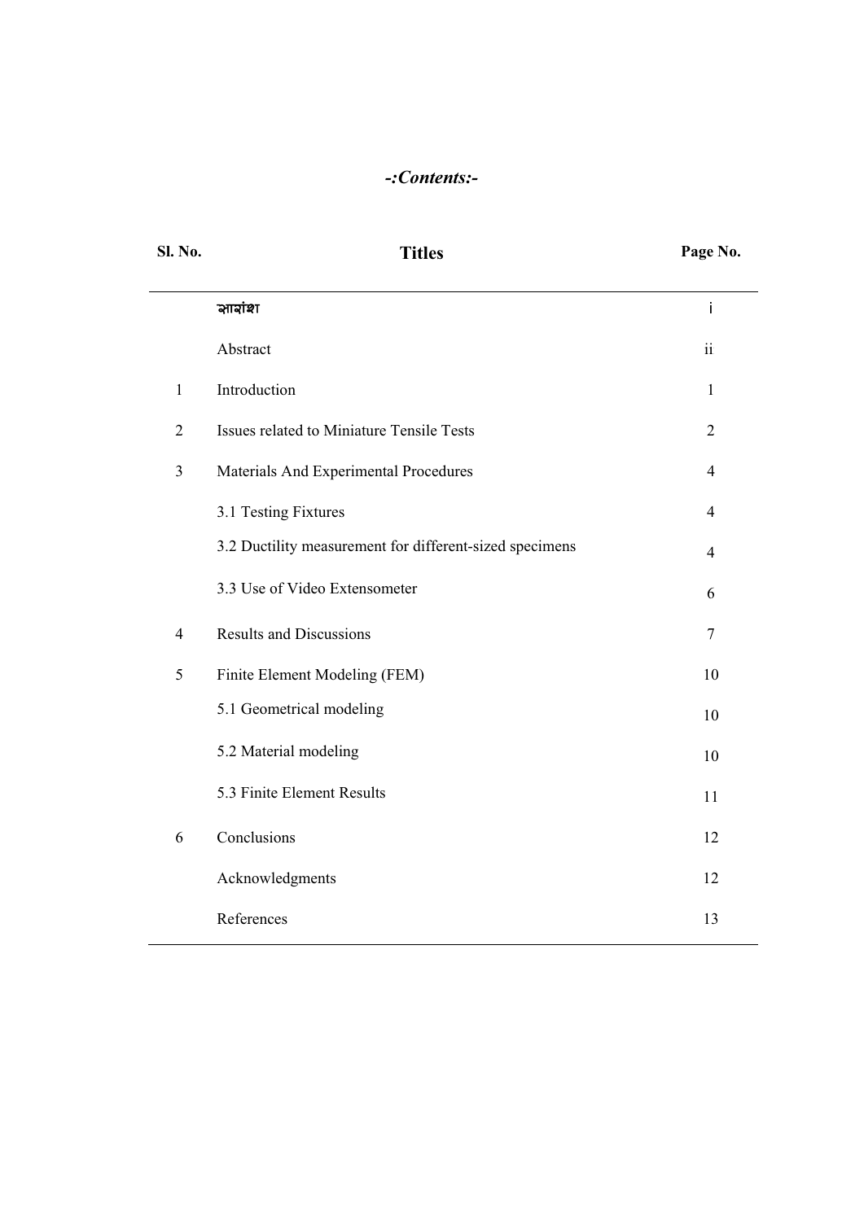# -:Contents:-

| Sl. No. | Titles | Page No. |
|---|---|---|
| | सारांश | i |
| | Abstract | ii |
| 1 | Introduction | 1 |
| 2 | Issues related to Miniature Tensile Tests | 2 |
| 3 | Materials And Experimental Procedures | 4 |
| | 3.1 Testing Fixtures | 4 |
| | 3.2 Ductility measurement for different-sized specimens | 4 |
| | 3.3 Use of Video Extensometer | 6 |
| 4 | Results and Discussions | 7 |
| 5 | Finite Element Modeling (FEM) | 10 |
| | 5.1 Geometrical modeling | 10 |
| | 5.2 Material modeling | 10 |
| | 5.3 Finite Element Results | 11 |
| 6 | Conclusions | 12 |
| | Acknowledgments | 12 |
| | References | 13 |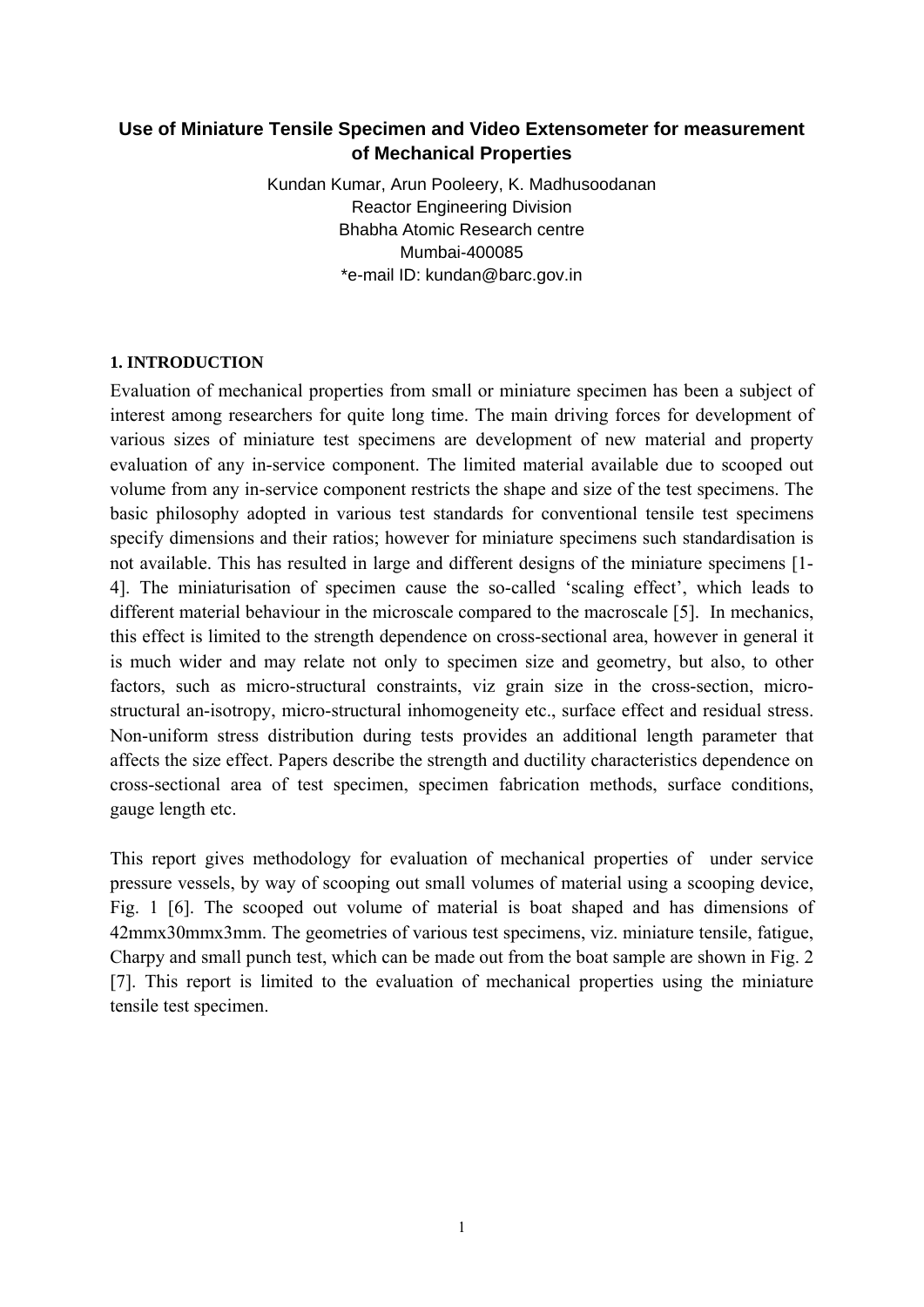# Use of Miniature Tensile Specimen and Video Extensometer for measurement of Mechanical Properties

Kundan Kumar, Arun Pooleery, K. Madhusoodanan
Reactor Engineering Division
Bhabha Atomic Research centre
Mumbai-400085
*e-mail ID: kundan@barc.gov.in

## 1. INTRODUCTION

Evaluation of mechanical properties from small or miniature specimen has been a subject of interest among researchers for quite long time. The main driving forces for development of various sizes of miniature test specimens are development of new material and property evaluation of any in-service component. The limited material available due to scooped out volume from any in-service component restricts the shape and size of the test specimens. The basic philosophy adopted in various test standards for conventional tensile test specimens specify dimensions and their ratios; however for miniature specimens such standardisation is not available. This has resulted in large and different designs of the miniature specimens [1-4]. The miniaturisation of specimen cause the so-called 'scaling effect', which leads to different material behaviour in the microscale compared to the macroscale [5]. In mechanics, this effect is limited to the strength dependence on cross-sectional area, however in general it is much wider and may relate not only to specimen size and geometry, but also, to other factors, such as micro-structural constraints, viz grain size in the cross-section, micro-structural an-isotropy, micro-structural inhomogeneity etc., surface effect and residual stress. Non-uniform stress distribution during tests provides an additional length parameter that affects the size effect. Papers describe the strength and ductility characteristics dependence on cross-sectional area of test specimen, specimen fabrication methods, surface conditions, gauge length etc.

This report gives methodology for evaluation of mechanical properties of under service pressure vessels, by way of scooping out small volumes of material using a scooping device, Fig. 1 [6]. The scooped out volume of material is boat shaped and has dimensions of 42mmx30mmx3mm. The geometries of various test specimens, viz. miniature tensile, fatigue, Charpy and small punch test, which can be made out from the boat sample are shown in Fig. 2 [7]. This report is limited to the evaluation of mechanical properties using the miniature tensile test specimen.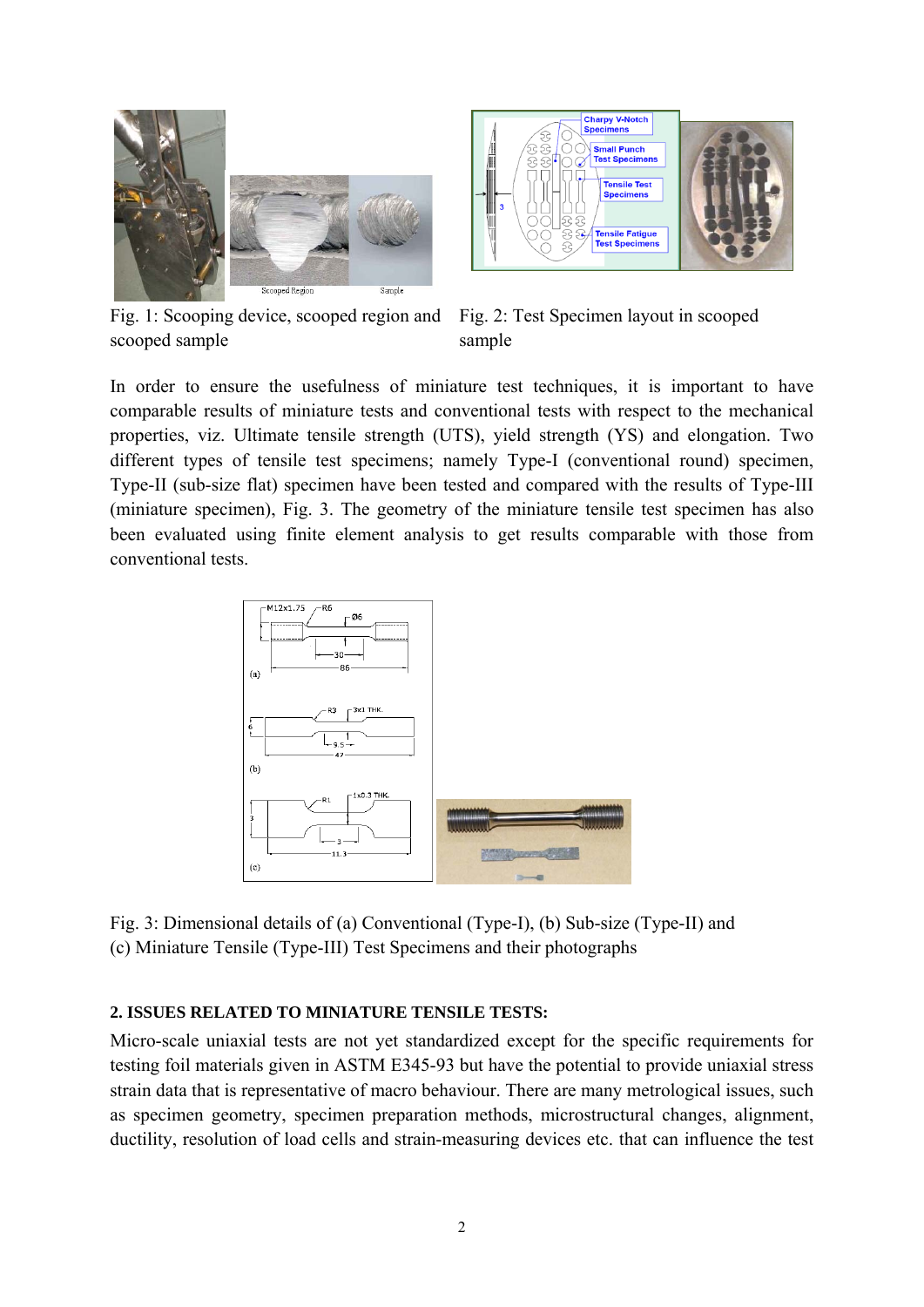Fig. 1: Scooping device, scooped region and scooped sample

Fig. 2: Test Specimen layout in scooped sample

In order to ensure the usefulness of miniature test techniques, it is important to have comparable results of miniature tests and conventional tests with respect to the mechanical properties, viz. Ultimate tensile strength (UTS), yield strength (YS) and elongation. Two different types of tensile test specimens; namely Type-I (conventional round) specimen, Type-II (sub-size flat) specimen have been tested and compared with the results of Type-III (miniature specimen), Fig. 3. The geometry of the miniature tensile test specimen has also been evaluated using finite element analysis to get results comparable with those from conventional tests.

Fig. 3: Dimensional details of (a) Conventional (Type-I), (b) Sub-size (Type-II) and (c) Miniature Tensile (Type-III) Test Specimens and their photographs

## 2. ISSUES RELATED TO MINIATURE TENSILE TESTS:

Micro-scale uniaxial tests are not yet standardized except for the specific requirements for testing foil materials given in ASTM E345-93 but have the potential to provide uniaxial stress strain data that is representative of macro behaviour. There are many metrological issues, such as specimen geometry, specimen preparation methods, microstructural changes, alignment, ductility, resolution of load cells and strain-measuring devices etc. that can influence the test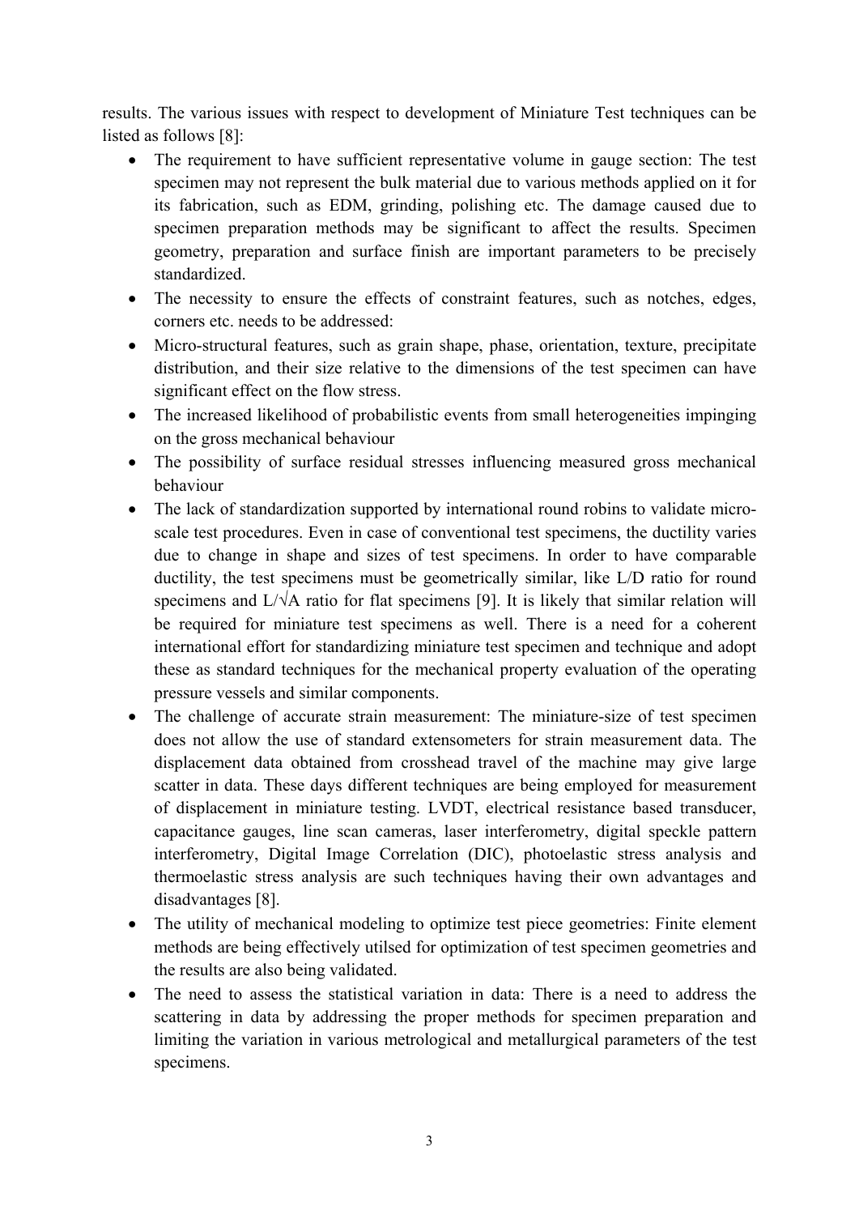results. The various issues with respect to development of Miniature Test techniques can be listed as follows [8]:

- The requirement to have sufficient representative volume in gauge section: The test specimen may not represent the bulk material due to various methods applied on it for its fabrication, such as EDM, grinding, polishing etc. The damage caused due to specimen preparation methods may be significant to affect the results. Specimen geometry, preparation and surface finish are important parameters to be precisely standardized.
- The necessity to ensure the effects of constraint features, such as notches, edges, corners etc. needs to be addressed:
- Micro-structural features, such as grain shape, phase, orientation, texture, precipitate distribution, and their size relative to the dimensions of the test specimen can have significant effect on the flow stress.
- The increased likelihood of probabilistic events from small heterogeneities impinging on the gross mechanical behaviour
- The possibility of surface residual stresses influencing measured gross mechanical behaviour
- The lack of standardization supported by international round robins to validate micro-scale test procedures. Even in case of conventional test specimens, the ductility varies due to change in shape and sizes of test specimens. In order to have comparable ductility, the test specimens must be geometrically similar, like L/D ratio for round specimens and $L/\sqrt{A}$ ratio for flat specimens [9]. It is likely that similar relation will be required for miniature test specimens as well. There is a need for a coherent international effort for standardizing miniature test specimen and technique and adopt these as standard techniques for the mechanical property evaluation of the operating pressure vessels and similar components.
- The challenge of accurate strain measurement: The miniature-size of test specimen does not allow the use of standard extensometers for strain measurement data. The displacement data obtained from crosshead travel of the machine may give large scatter in data. These days different techniques are being employed for measurement of displacement in miniature testing. LVDT, electrical resistance based transducer, capacitance gauges, line scan cameras, laser interferometry, digital speckle pattern interferometry, Digital Image Correlation (DIC), photoelastic stress analysis and thermoelastic stress analysis are such techniques having their own advantages and disadvantages [8].
- The utility of mechanical modeling to optimize test piece geometries: Finite element methods are being effectively utilsed for optimization of test specimen geometries and the results are also being validated.
- The need to assess the statistical variation in data: There is a need to address the scattering in data by addressing the proper methods for specimen preparation and limiting the variation in various metrological and metallurgical parameters of the test specimens.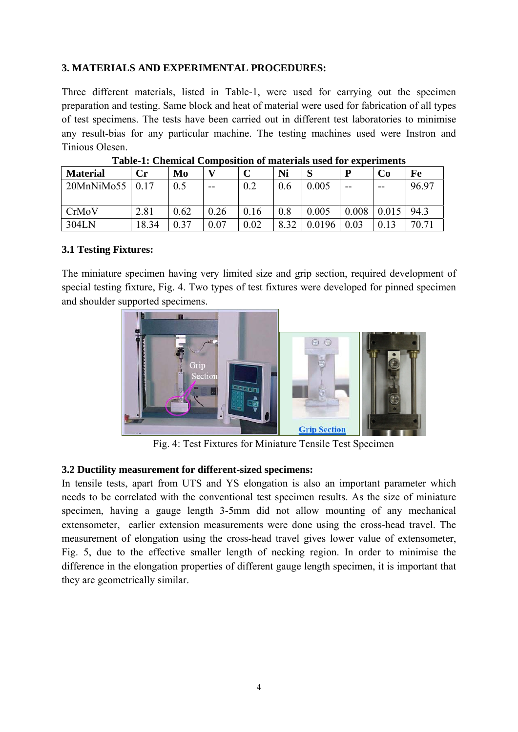### 3. MATERIALS AND EXPERIMENTAL PROCEDURES:

Three different materials, listed in Table-1, were used for carrying out the specimen preparation and testing. Same block and heat of material were used for fabrication of all types of test specimens. The tests have been carried out in different test laboratories to minimise any result-bias for any particular machine. The testing machines used were Instron and Tinious Olesen.

**Table-1: Chemical Composition of materials used for experiments**

| Material | Cr | Mo | V | C | Ni | S | P | Co | Fe |
|---|---|---|---|---|---|---|---|---|---|
| 20MnNiMo55 | 0.17 | 0.5 | -- | 0.2 | 0.6 | 0.005 | -- | -- | 96.97 |
| CrMoV | 2.81 | 0.62 | 0.26 | 0.16 | 0.8 | 0.005 | 0.008 | 0.015 | 94.3 |
| 304LN | 18.34 | 0.37 | 0.07 | 0.02 | 8.32 | 0.0196 | 0.03 | 0.13 | 70.71 |

#### 3.1 Testing Fixtures:

The miniature specimen having very limited size and grip section, required development of special testing fixture, Fig. 4. Two types of test fixtures were developed for pinned specimen and shoulder supported specimens.

Fig. 4: Test Fixtures for Miniature Tensile Test Specimen

#### 3.2 Ductility measurement for different-sized specimens:

In tensile tests, apart from UTS and YS elongation is also an important parameter which needs to be correlated with the conventional test specimen results. As the size of miniature specimen, having a gauge length 3-5mm did not allow mounting of any mechanical extensometer, earlier extension measurements were done using the cross-head travel. The measurement of elongation using the cross-head travel gives lower value of extensometer, Fig. 5, due to the effective smaller length of necking region. In order to minimise the difference in the elongation properties of different gauge length specimen, it is important that they are geometrically similar.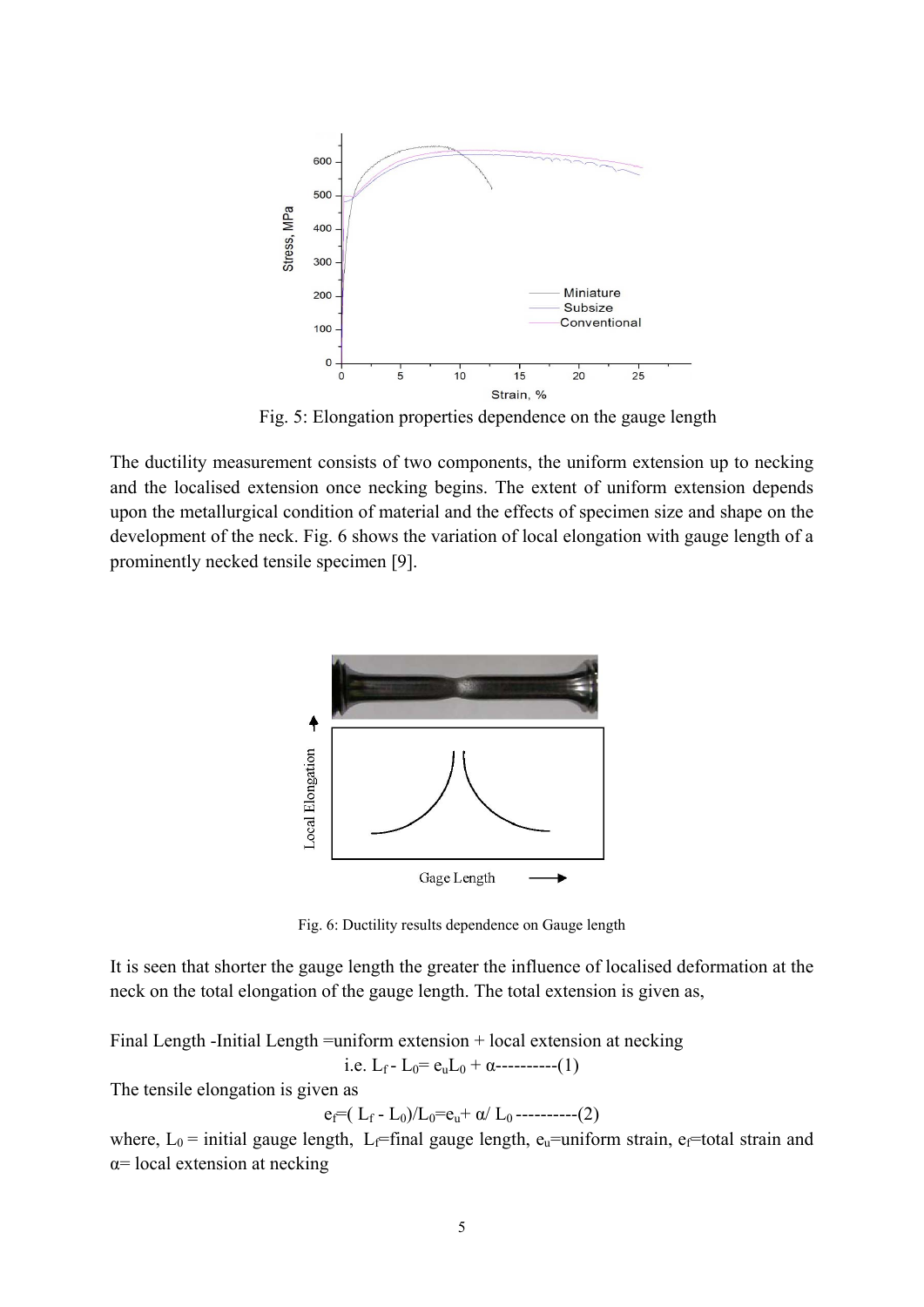Fig. 5: Elongation properties dependence on the gauge length

The ductility measurement consists of two components, the uniform extension up to necking and the localised extension once necking begins. The extent of uniform extension depends upon the metallurgical condition of material and the effects of specimen size and shape on the development of the neck. Fig. 6 shows the variation of local elongation with gauge length of a prominently necked tensile specimen [9].

Fig. 6: Ductility results dependence on Gauge length

It is seen that shorter the gauge length the greater the influence of localised deformation at the neck on the total elongation of the gauge length. The total extension is given as,

Final Length -Initial Length =uniform extension + local extension at necking

$$\text{i.e. } L_f - L_0 = e_u L_0 + \alpha \text{ ----------(1)}$$

The tensile elongation is given as

$$e_f = (L_f - L_0)/L_0 = e_u + \alpha / L_0 \text{ ----------(2)}$$

where, $L_0$ = initial gauge length, $L_f$=final gauge length, $e_u$=uniform strain, $e_f$=total strain and $\alpha$= local extension at necking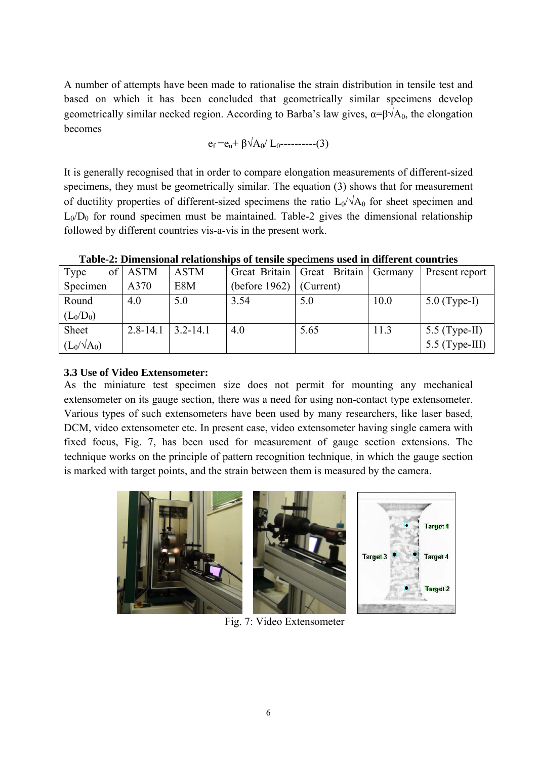A number of attempts have been made to rationalise the strain distribution in tensile test and based on which it has been concluded that geometrically similar specimens develop geometrically similar necked region. According to Barba's law gives, $\alpha=\beta\sqrt{A_0}$, the elongation becomes

$$e_f = e_u + \beta\sqrt{A_0}/L_0 \text{----------(3)}$$

It is generally recognised that in order to compare elongation measurements of different-sized specimens, they must be geometrically similar. The equation (3) shows that for measurement of ductility properties of different-sized specimens the ratio $L_0/\sqrt{A_0}$ for sheet specimen and $L_0/D_0$ for round specimen must be maintained. Table-2 gives the dimensional relationship followed by different countries vis-a-vis in the present work.

**Table-2: Dimensional relationships of tensile specimens used in different countries**

| Type of Specimen | ASTM A370 | ASTM E8M | Great Britain (before 1962) | Great Britain (Current) | Germany | Present report |
|---|---|---|---|---|---|---|
| Round ($L_0/D_0$) | 4.0 | 5.0 | 3.54 | 5.0 | 10.0 | 5.0 (Type-I) |
| Sheet ($L_0/\sqrt{A_0}$) | 2.8-14.1 | 3.2-14.1 | 4.0 | 5.65 | 11.3 | 5.5 (Type-II) 5.5 (Type-III) |

### 3.3 Use of Video Extensometer:

As the miniature test specimen size does not permit for mounting any mechanical extensometer on its gauge section, there was a need for using non-contact type extensometer. Various types of such extensometers have been used by many researchers, like laser based, DCM, video extensometer etc. In present case, video extensometer having single camera with fixed focus, Fig. 7, has been used for measurement of gauge section extensions. The technique works on the principle of pattern recognition technique, in which the gauge section is marked with target points, and the strain between them is measured by the camera.

Fig. 7: Video Extensometer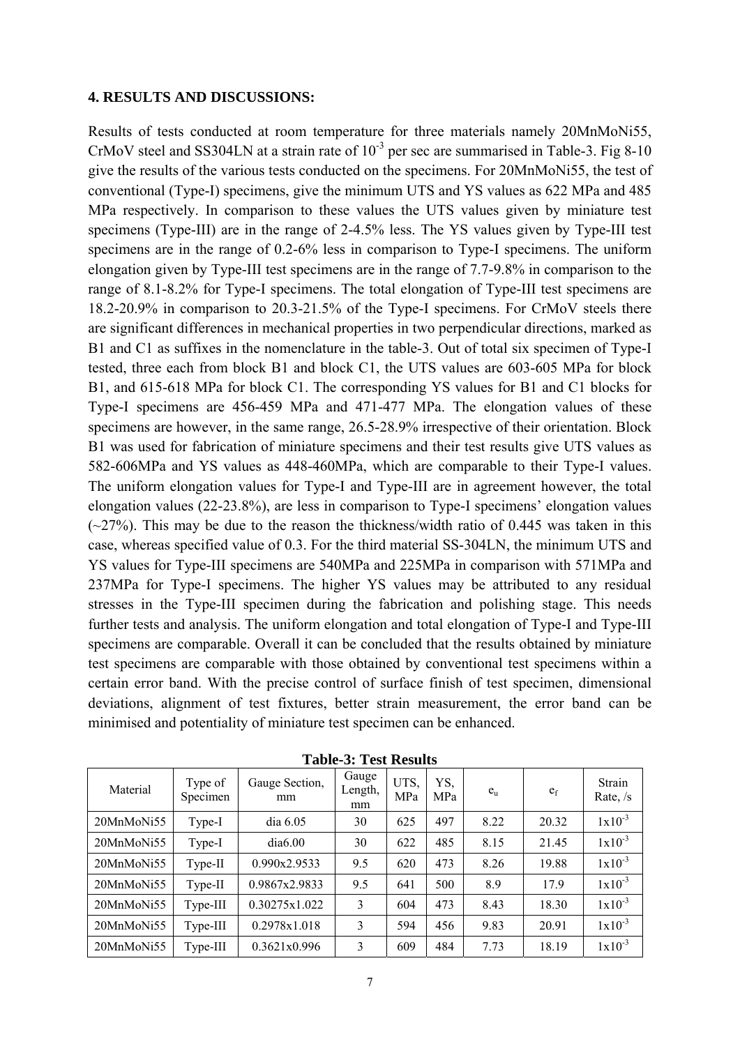## 4. RESULTS AND DISCUSSIONS:

Results of tests conducted at room temperature for three materials namely 20MnMoNi55, CrMoV steel and SS304LN at a strain rate of $10^{-3}$ per sec are summarised in Table-3. Fig 8-10 give the results of the various tests conducted on the specimens. For 20MnMoNi55, the test of conventional (Type-I) specimens, give the minimum UTS and YS values as 622 MPa and 485 MPa respectively. In comparison to these values the UTS values given by miniature test specimens (Type-III) are in the range of 2-4.5% less. The YS values given by Type-III test specimens are in the range of 0.2-6% less in comparison to Type-I specimens. The uniform elongation given by Type-III test specimens are in the range of 7.7-9.8% in comparison to the range of 8.1-8.2% for Type-I specimens. The total elongation of Type-III test specimens are 18.2-20.9% in comparison to 20.3-21.5% of the Type-I specimens. For CrMoV steels there are significant differences in mechanical properties in two perpendicular directions, marked as B1 and C1 as suffixes in the nomenclature in the table-3. Out of total six specimen of Type-I tested, three each from block B1 and block C1, the UTS values are 603-605 MPa for block B1, and 615-618 MPa for block C1. The corresponding YS values for B1 and C1 blocks for Type-I specimens are 456-459 MPa and 471-477 MPa. The elongation values of these specimens are however, in the same range, 26.5-28.9% irrespective of their orientation. Block B1 was used for fabrication of miniature specimens and their test results give UTS values as 582-606MPa and YS values as 448-460MPa, which are comparable to their Type-I values. The uniform elongation values for Type-I and Type-III are in agreement however, the total elongation values (22-23.8%), are less in comparison to Type-I specimens' elongation values (~27%). This may be due to the reason the thickness/width ratio of 0.445 was taken in this case, whereas specified value of 0.3. For the third material SS-304LN, the minimum UTS and YS values for Type-III specimens are 540MPa and 225MPa in comparison with 571MPa and 237MPa for Type-I specimens. The higher YS values may be attributed to any residual stresses in the Type-III specimen during the fabrication and polishing stage. This needs further tests and analysis. The uniform elongation and total elongation of Type-I and Type-III specimens are comparable. Overall it can be concluded that the results obtained by miniature test specimens are comparable with those obtained by conventional test specimens within a certain error band. With the precise control of surface finish of test specimen, dimensional deviations, alignment of test fixtures, better strain measurement, the error band can be minimised and potentiality of miniature test specimen can be enhanced.

**Table-3: Test Results**

| Material | Type of Specimen | Gauge Section, mm | Gauge Length, mm | UTS, MPa | YS, MPa | $e_u$ | $e_f$ | Strain Rate, /s |
|---|---|---|---|---|---|---|---|---|
| 20MnMoNi55 | Type-I | dia 6.05 | 30 | 625 | 497 | 8.22 | 20.32 | $1 \times 10^{-3}$ |
| 20MnMoNi55 | Type-I | dia6.00 | 30 | 622 | 485 | 8.15 | 21.45 | $1 \times 10^{-3}$ |
| 20MnMoNi55 | Type-II | 0.990x2.9533 | 9.5 | 620 | 473 | 8.26 | 19.88 | $1 \times 10^{-3}$ |
| 20MnMoNi55 | Type-II | 0.9867x2.9833 | 9.5 | 641 | 500 | 8.9 | 17.9 | $1 \times 10^{-3}$ |
| 20MnMoNi55 | Type-III | 0.30275x1.022 | 3 | 604 | 473 | 8.43 | 18.30 | $1 \times 10^{-3}$ |
| 20MnMoNi55 | Type-III | 0.2978x1.018 | 3 | 594 | 456 | 9.83 | 20.91 | $1 \times 10^{-3}$ |
| 20MnMoNi55 | Type-III | 0.3621x0.996 | 3 | 609 | 484 | 7.73 | 18.19 | $1 \times 10^{-3}$ |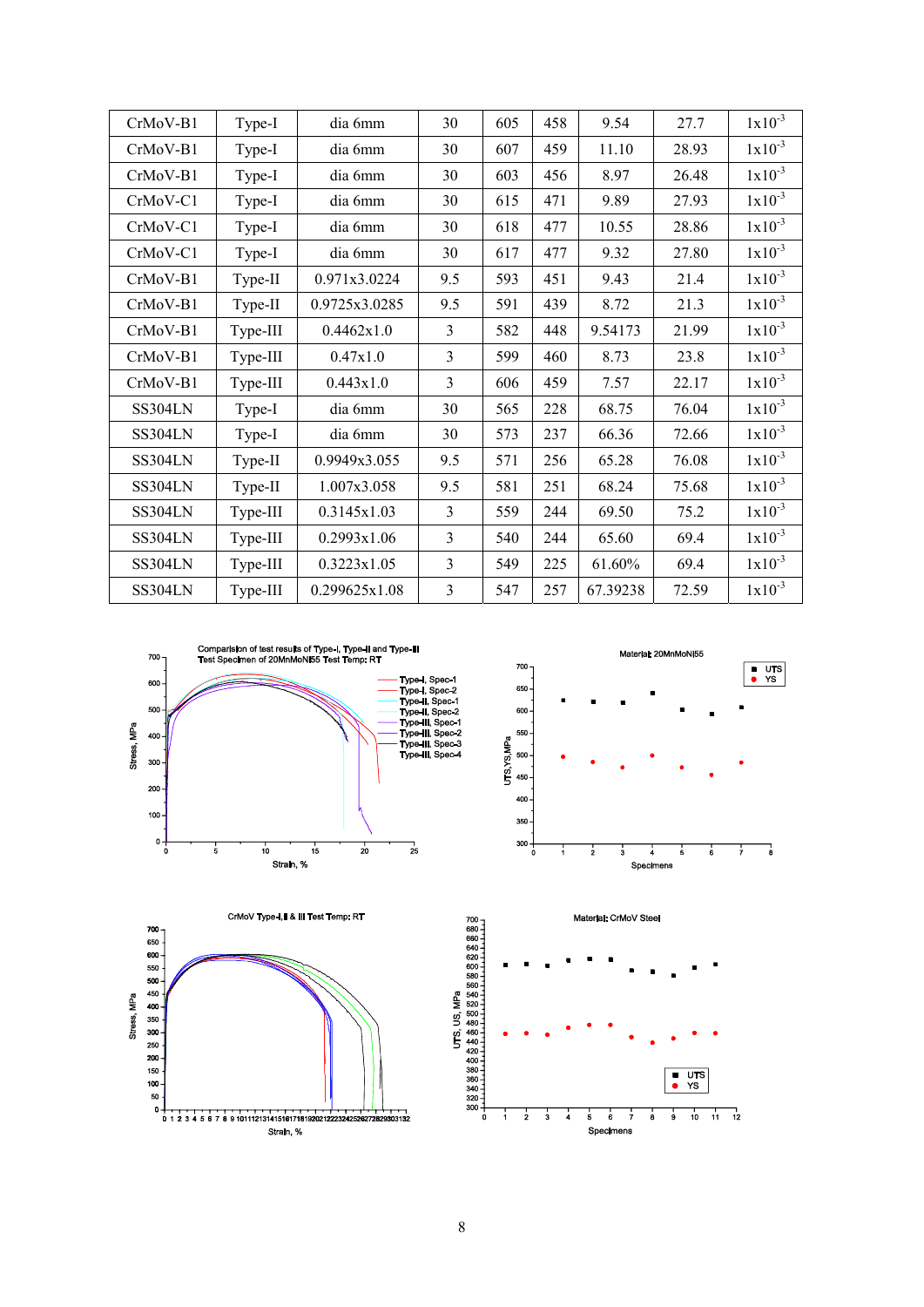| CrMoV-B1 | Type-I | dia 6mm | 30 | 605 | 458 | 9.54 | 27.7 | $1x10^{-3}$ |
|---|---|---|---|---|---|---|---|---|
| CrMoV-B1 | Type-I | dia 6mm | 30 | 607 | 459 | 11.10 | 28.93 | $1x10^{-3}$ |
| CrMoV-B1 | Type-I | dia 6mm | 30 | 603 | 456 | 8.97 | 26.48 | $1x10^{-3}$ |
| CrMoV-C1 | Type-I | dia 6mm | 30 | 615 | 471 | 9.89 | 27.93 | $1x10^{-3}$ |
| CrMoV-C1 | Type-I | dia 6mm | 30 | 618 | 477 | 10.55 | 28.86 | $1x10^{-3}$ |
| CrMoV-C1 | Type-I | dia 6mm | 30 | 617 | 477 | 9.32 | 27.80 | $1x10^{-3}$ |
| CrMoV-B1 | Type-II | 0.971x3.0224 | 9.5 | 593 | 451 | 9.43 | 21.4 | $1x10^{-3}$ |
| CrMoV-B1 | Type-II | 0.9725x3.0285 | 9.5 | 591 | 439 | 8.72 | 21.3 | $1x10^{-3}$ |
| CrMoV-B1 | Type-III | 0.4462x1.0 | 3 | 582 | 448 | 9.54173 | 21.99 | $1x10^{-3}$ |
| CrMoV-B1 | Type-III | 0.47x1.0 | 3 | 599 | 460 | 8.73 | 23.8 | $1x10^{-3}$ |
| CrMoV-B1 | Type-III | 0.443x1.0 | 3 | 606 | 459 | 7.57 | 22.17 | $1x10^{-3}$ |
| SS304LN | Type-I | dia 6mm | 30 | 565 | 228 | 68.75 | 76.04 | $1x10^{-3}$ |
| SS304LN | Type-I | dia 6mm | 30 | 573 | 237 | 66.36 | 72.66 | $1x10^{-3}$ |
| SS304LN | Type-II | 0.9949x3.055 | 9.5 | 571 | 256 | 65.28 | 76.08 | $1x10^{-3}$ |
| SS304LN | Type-II | 1.007x3.058 | 9.5 | 581 | 251 | 68.24 | 75.68 | $1x10^{-3}$ |
| SS304LN | Type-III | 0.3145x1.03 | 3 | 559 | 244 | 69.50 | 75.2 | $1x10^{-3}$ |
| SS304LN | Type-III | 0.2993x1.06 | 3 | 540 | 244 | 65.60 | 69.4 | $1x10^{-3}$ |
| SS304LN | Type-III | 0.3223x1.05 | 3 | 549 | 225 | 61.60% | 69.4 | $1x10^{-3}$ |
| SS304LN | Type-III | 0.299625x1.08 | 3 | 547 | 257 | 67.39238 | 72.59 | $1x10^{-3}$ |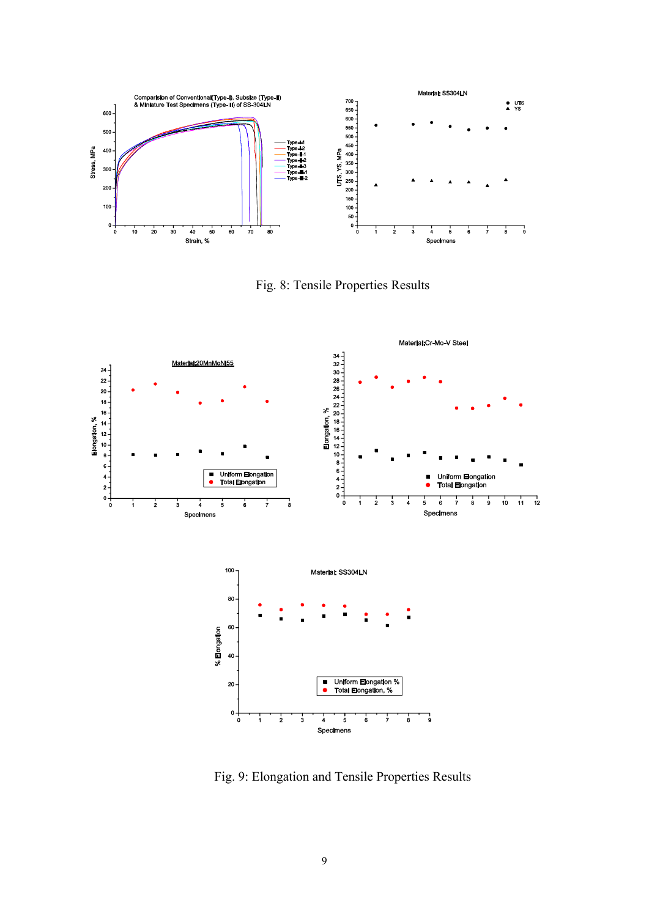Fig. 8: Tensile Properties Results

Fig. 9: Elongation and Tensile Properties Results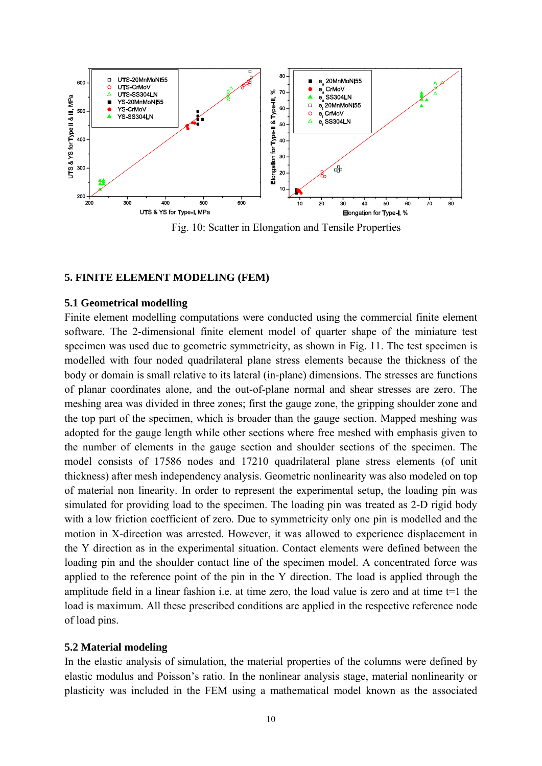Fig. 10: Scatter in Elongation and Tensile Properties

## 5. FINITE ELEMENT MODELING (FEM)

### 5.1 Geometrical modelling

Finite element modelling computations were conducted using the commercial finite element software. The 2-dimensional finite element model of quarter shape of the miniature test specimen was used due to geometric symmetricity, as shown in Fig. 11. The test specimen is modelled with four noded quadrilateral plane stress elements because the thickness of the body or domain is small relative to its lateral (in-plane) dimensions. The stresses are functions of planar coordinates alone, and the out-of-plane normal and shear stresses are zero. The meshing area was divided in three zones; first the gauge zone, the gripping shoulder zone and the top part of the specimen, which is broader than the gauge section. Mapped meshing was adopted for the gauge length while other sections where free meshed with emphasis given to the number of elements in the gauge section and shoulder sections of the specimen. The model consists of 17586 nodes and 17210 quadrilateral plane stress elements (of unit thickness) after mesh independency analysis. Geometric nonlinearity was also modeled on top of material non linearity. In order to represent the experimental setup, the loading pin was simulated for providing load to the specimen. The loading pin was treated as 2-D rigid body with a low friction coefficient of zero. Due to symmetricity only one pin is modelled and the motion in X-direction was arrested. However, it was allowed to experience displacement in the Y direction as in the experimental situation. Contact elements were defined between the loading pin and the shoulder contact line of the specimen model. A concentrated force was applied to the reference point of the pin in the Y direction. The load is applied through the amplitude field in a linear fashion i.e. at time zero, the load value is zero and at time t=1 the load is maximum. All these prescribed conditions are applied in the respective reference node of load pins.

### 5.2 Material modeling

In the elastic analysis of simulation, the material properties of the columns were defined by elastic modulus and Poisson's ratio. In the nonlinear analysis stage, material nonlinearity or plasticity was included in the FEM using a mathematical model known as the associated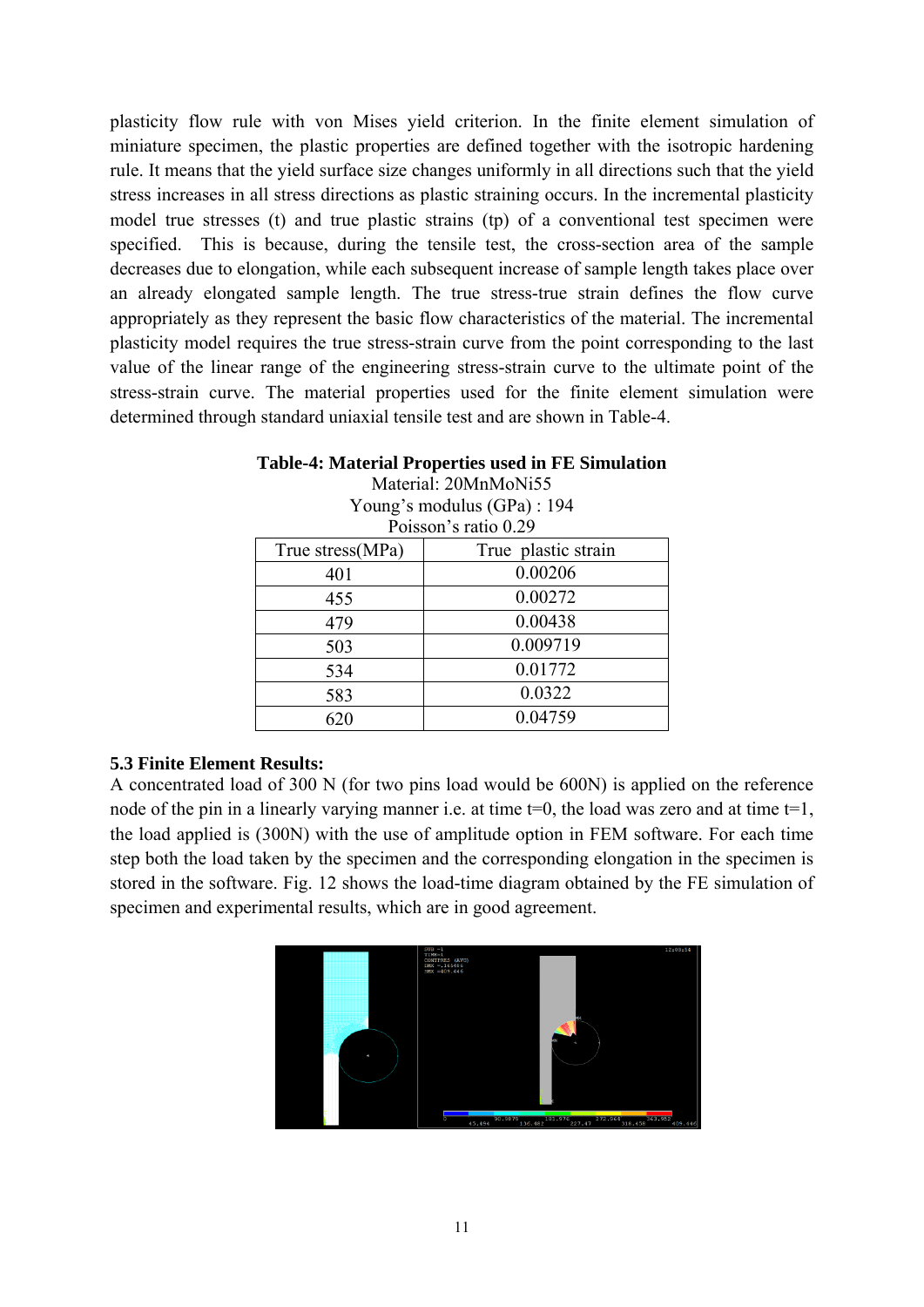plasticity flow rule with von Mises yield criterion. In the finite element simulation of miniature specimen, the plastic properties are defined together with the isotropic hardening rule. It means that the yield surface size changes uniformly in all directions such that the yield stress increases in all stress directions as plastic straining occurs. In the incremental plasticity model true stresses (t) and true plastic strains (tp) of a conventional test specimen were specified. This is because, during the tensile test, the cross-section area of the sample decreases due to elongation, while each subsequent increase of sample length takes place over an already elongated sample length. The true stress-true strain defines the flow curve appropriately as they represent the basic flow characteristics of the material. The incremental plasticity model requires the true stress-strain curve from the point corresponding to the last value of the linear range of the engineering stress-strain curve to the ultimate point of the stress-strain curve. The material properties used for the finite element simulation were determined through standard uniaxial tensile test and are shown in Table-4.

**Table-4: Material Properties used in FE Simulation**

Material: 20MnMoNi55

Young's modulus (GPa) : 194

Poisson's ratio 0.29

| True stress(MPa) | True plastic strain |
|---|---|
| 401 | 0.00206 |
| 455 | 0.00272 |
| 479 | 0.00438 |
| 503 | 0.009719 |
| 534 | 0.01772 |
| 583 | 0.0322 |
| 620 | 0.04759 |

### 5.3 Finite Element Results:

A concentrated load of 300 N (for two pins load would be 600N) is applied on the reference node of the pin in a linearly varying manner i.e. at time t=0, the load was zero and at time t=1, the load applied is (300N) with the use of amplitude option in FEM software. For each time step both the load taken by the specimen and the corresponding elongation in the specimen is stored in the software. Fig. 12 shows the load-time diagram obtained by the FE simulation of specimen and experimental results, which are in good agreement.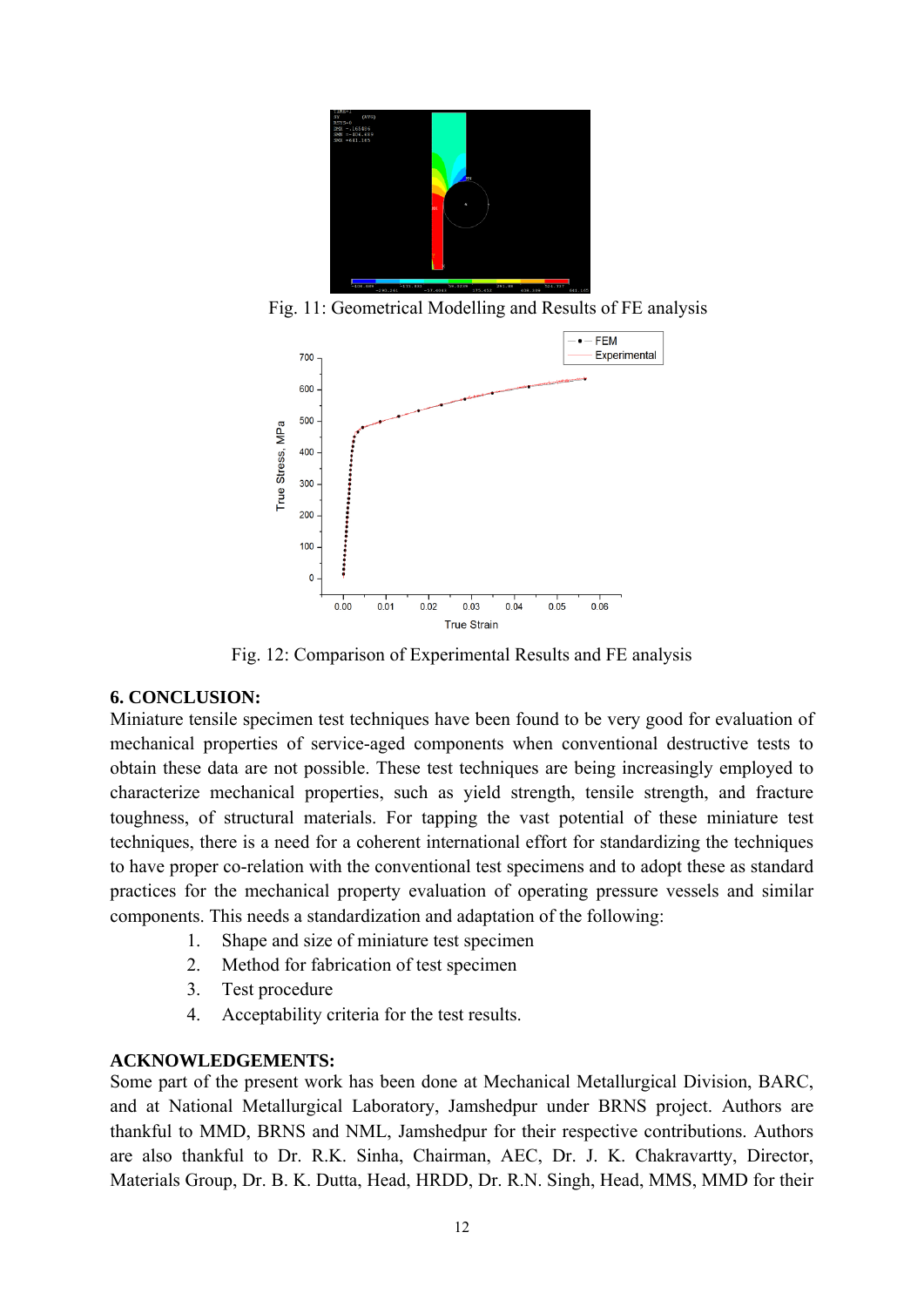Fig. 11: Geometrical Modelling and Results of FE analysis

Fig. 12: Comparison of Experimental Results and FE analysis

## 6. CONCLUSION:

Miniature tensile specimen test techniques have been found to be very good for evaluation of mechanical properties of service-aged components when conventional destructive tests to obtain these data are not possible. These test techniques are being increasingly employed to characterize mechanical properties, such as yield strength, tensile strength, and fracture toughness, of structural materials. For tapping the vast potential of these miniature test techniques, there is a need for a coherent international effort for standardizing the techniques to have proper co-relation with the conventional test specimens and to adopt these as standard practices for the mechanical property evaluation of operating pressure vessels and similar components. This needs a standardization and adaptation of the following:

1. Shape and size of miniature test specimen
2. Method for fabrication of test specimen
3. Test procedure
4. Acceptability criteria for the test results.

## ACKNOWLEDGEMENTS:

Some part of the present work has been done at Mechanical Metallurgical Division, BARC, and at National Metallurgical Laboratory, Jamshedpur under BRNS project. Authors are thankful to MMD, BRNS and NML, Jamshedpur for their respective contributions. Authors are also thankful to Dr. R.K. Sinha, Chairman, AEC, Dr. J. K. Chakravartty, Director, Materials Group, Dr. B. K. Dutta, Head, HRDD, Dr. R.N. Singh, Head, MMS, MMD for their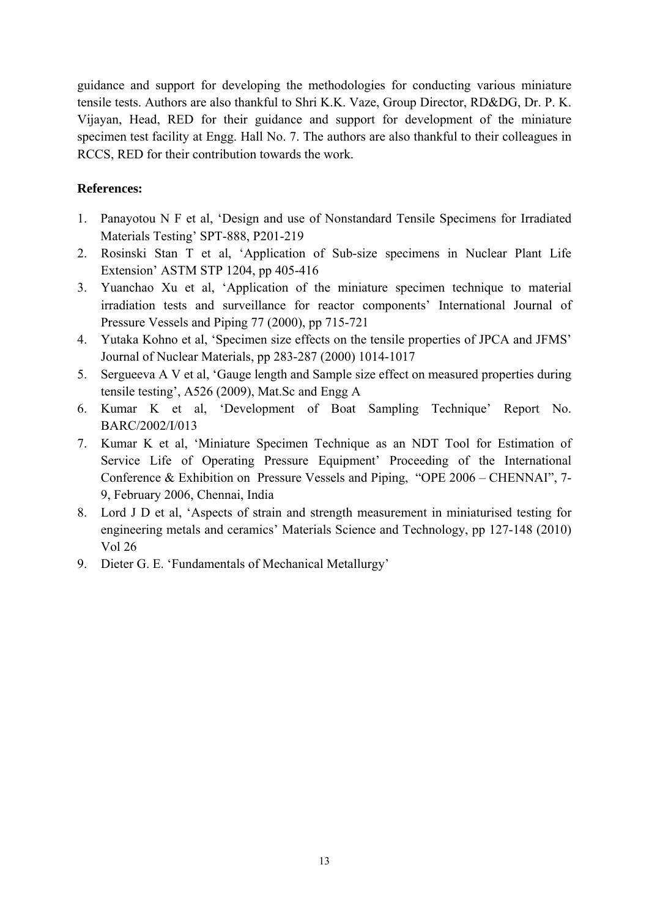guidance and support for developing the methodologies for conducting various miniature tensile tests. Authors are also thankful to Shri K.K. Vaze, Group Director, RD&DG, Dr. P. K. Vijayan, Head, RED for their guidance and support for development of the miniature specimen test facility at Engg. Hall No. 7. The authors are also thankful to their colleagues in RCCS, RED for their contribution towards the work.

**References:**

1. Panayotou N F et al, 'Design and use of Nonstandard Tensile Specimens for Irradiated Materials Testing' SPT-888, P201-219
2. Rosinski Stan T et al, 'Application of Sub-size specimens in Nuclear Plant Life Extension' ASTM STP 1204, pp 405-416
3. Yuanchao Xu et al, 'Application of the miniature specimen technique to material irradiation tests and surveillance for reactor components' International Journal of Pressure Vessels and Piping 77 (2000), pp 715-721
4. Yutaka Kohno et al, 'Specimen size effects on the tensile properties of JPCA and JFMS' Journal of Nuclear Materials, pp 283-287 (2000) 1014-1017
5. Sergueeva A V et al, 'Gauge length and Sample size effect on measured properties during tensile testing', A526 (2009), Mat.Sc and Engg A
6. Kumar K et al, 'Development of Boat Sampling Technique' Report No. BARC/2002/I/013
7. Kumar K et al, 'Miniature Specimen Technique as an NDT Tool for Estimation of Service Life of Operating Pressure Equipment' Proceeding of the International Conference & Exhibition on Pressure Vessels and Piping, "OPE 2006 – CHENNAI", 7-9, February 2006, Chennai, India
8. Lord J D et al, 'Aspects of strain and strength measurement in miniaturised testing for engineering metals and ceramics' Materials Science and Technology, pp 127-148 (2010) Vol 26
9. Dieter G. E. 'Fundamentals of Mechanical Metallurgy'